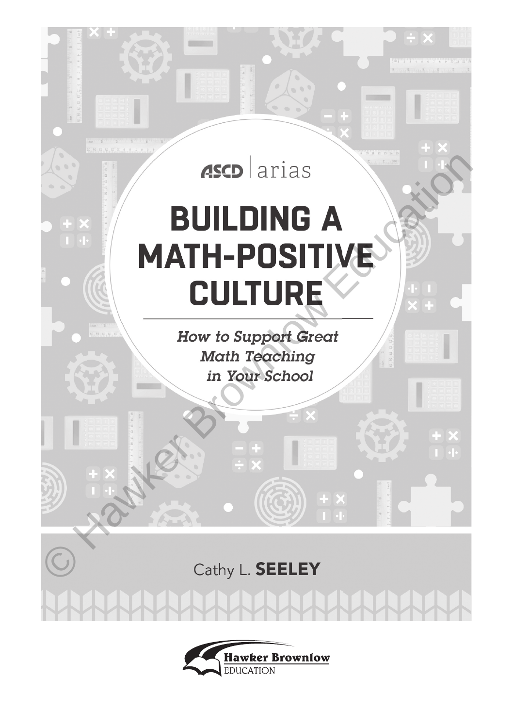ASCD | arias

# BUILDING A MATH-POSITIVE CULTURE

*How to Support Great Math Teaching in Your School*

Cathy L. **SEELEY**

Hawker Brownlow EDUCATION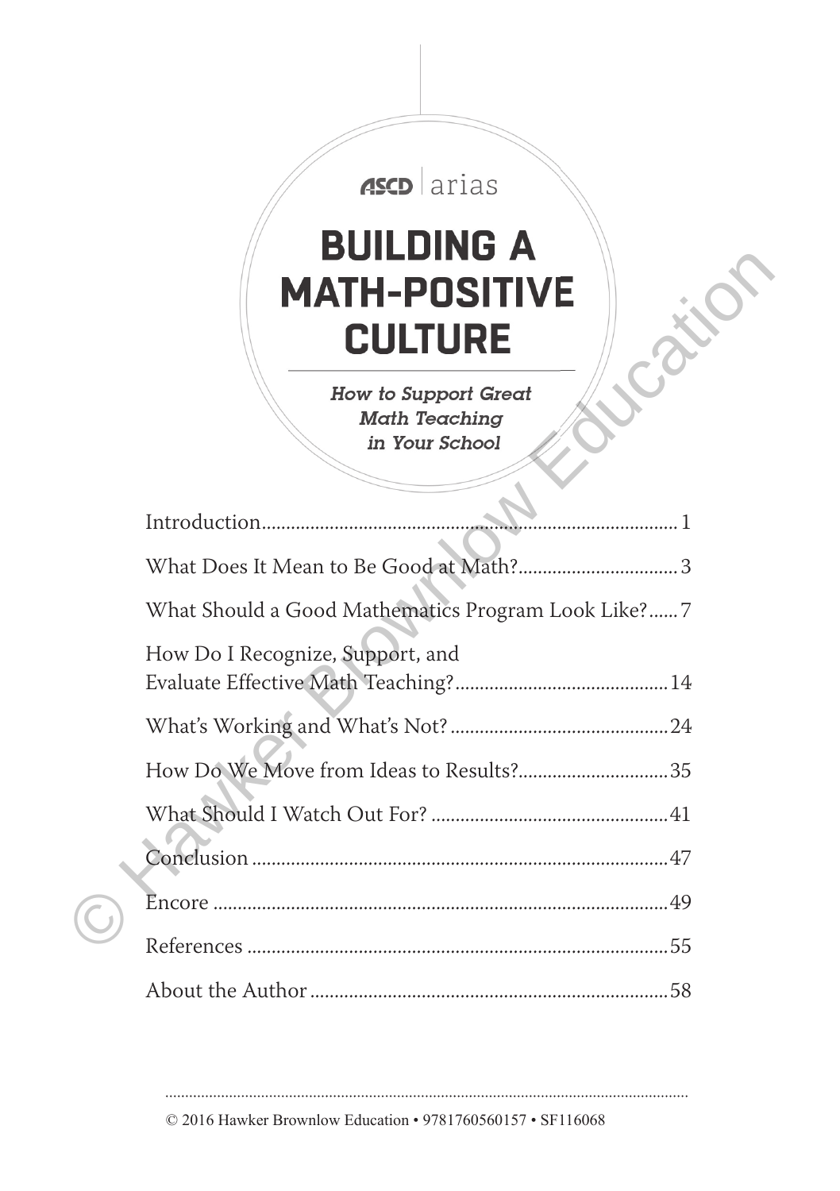ASCD | arias

# BUILDING A MATH-POSITIVE CULTURE

***How to Support Great Math Teaching in Your School***

| | |
|---|---|
| Introduction | 1 |
| What Does It Mean to Be Good at Math? | 3 |
| What Should a Good Mathematics Program Look Like? | 7 |
| How Do I Recognize, Support, and Evaluate Effective Math Teaching? | 14 |
| What's Working and What's Not? | 24 |
| How Do We Move from Ideas to Results? | 35 |
| What Should I Watch Out For? | 41 |
| Conclusion | 47 |
| Encore | 49 |
| References | 55 |
| About the Author | 58 |

© 2016 Hawker Brownlow Education • 9781760560157 • SF116068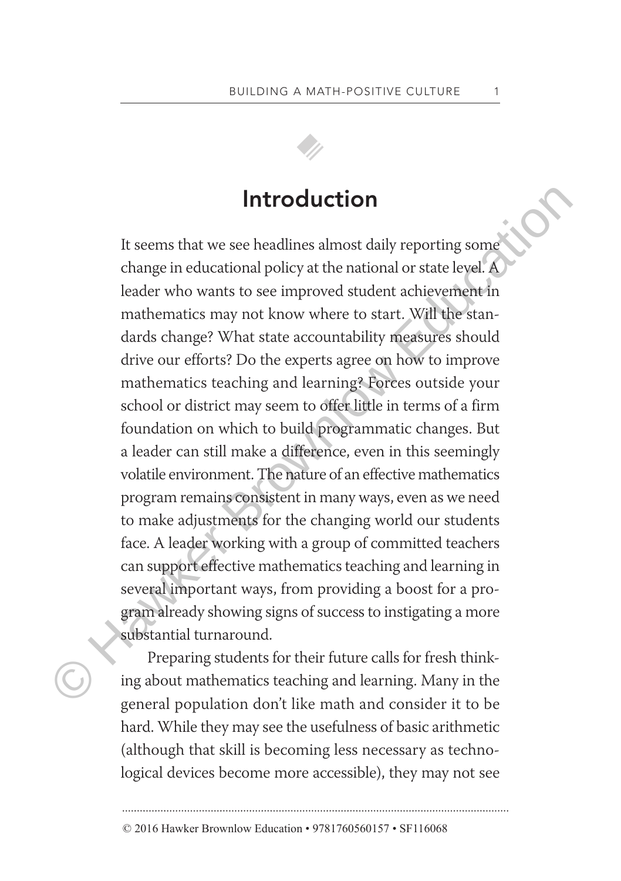# Introduction

It seems that we see headlines almost daily reporting some change in educational policy at the national or state level. A leader who wants to see improved student achievement in mathematics may not know where to start. Will the standards change? What state accountability measures should drive our efforts? Do the experts agree on how to improve mathematics teaching and learning? Forces outside your school or district may seem to offer little in terms of a firm foundation on which to build programmatic changes. But a leader can still make a difference, even in this seemingly volatile environment. The nature of an effective mathematics program remains consistent in many ways, even as we need to make adjustments for the changing world our students face. A leader working with a group of committed teachers can support effective mathematics teaching and learning in several important ways, from providing a boost for a program already showing signs of success to instigating a more substantial turnaround.

Preparing students for their future calls for fresh thinking about mathematics teaching and learning. Many in the general population don't like math and consider it to be hard. While they may see the usefulness of basic arithmetic (although that skill is becoming less necessary as technological devices become more accessible), they may not see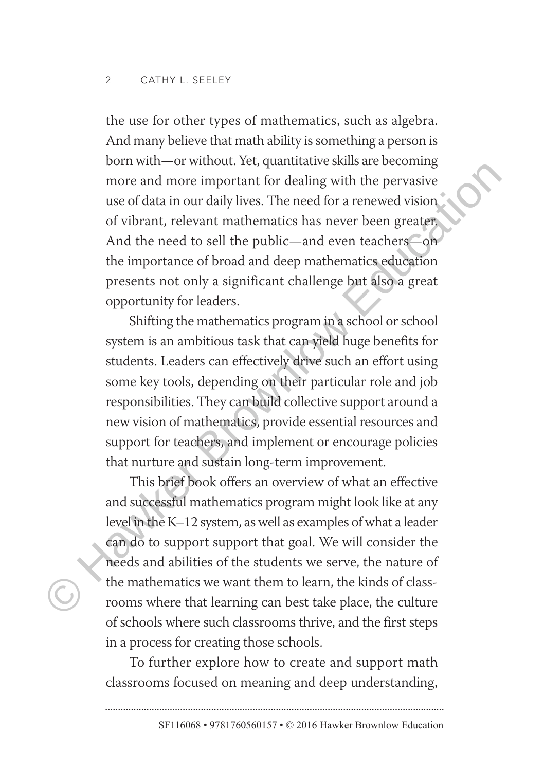the use for other types of mathematics, such as algebra. And many believe that math ability is something a person is born with—or without. Yet, quantitative skills are becoming more and more important for dealing with the pervasive use of data in our daily lives. The need for a renewed vision of vibrant, relevant mathematics has never been greater. And the need to sell the public—and even teachers—on the importance of broad and deep mathematics education presents not only a significant challenge but also a great opportunity for leaders.

Shifting the mathematics program in a school or school system is an ambitious task that can yield huge benefits for students. Leaders can effectively drive such an effort using some key tools, depending on their particular role and job responsibilities. They can build collective support around a new vision of mathematics, provide essential resources and support for teachers, and implement or encourage policies that nurture and sustain long-term improvement.

This brief book offers an overview of what an effective and successful mathematics program might look like at any level in the K–12 system, as well as examples of what a leader can do to support support that goal. We will consider the needs and abilities of the students we serve, the nature of the mathematics we want them to learn, the kinds of classrooms where that learning can best take place, the culture of schools where such classrooms thrive, and the first steps in a process for creating those schools.

To further explore how to create and support math classrooms focused on meaning and deep understanding,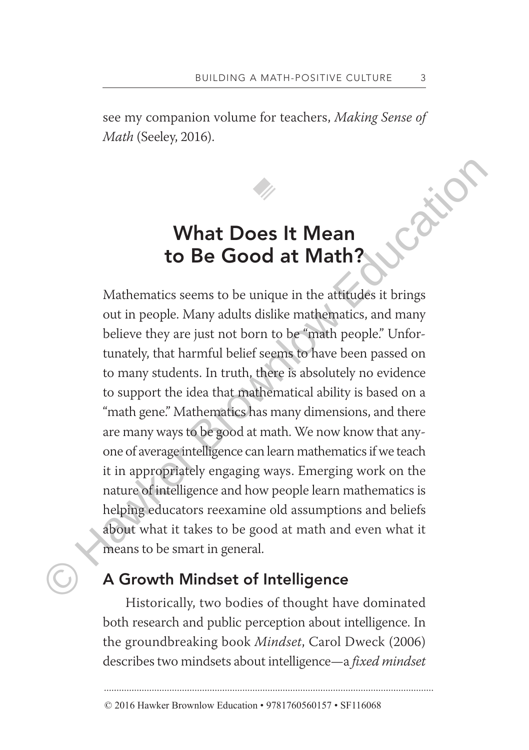see my companion volume for teachers, *Making Sense of Math* (Seeley, 2016).

## What Does It Mean to Be Good at Math?

Mathematics seems to be unique in the attitudes it brings out in people. Many adults dislike mathematics, and many believe they are just not born to be "math people." Unfortunately, that harmful belief seems to have been passed on to many students. In truth, there is absolutely no evidence to support the idea that mathematical ability is based on a "math gene." Mathematics has many dimensions, and there are many ways to be good at math. We now know that anyone of average intelligence can learn mathematics if we teach it in appropriately engaging ways. Emerging work on the nature of intelligence and how people learn mathematics is helping educators reexamine old assumptions and beliefs about what it takes to be good at math and even what it means to be smart in general.

### A Growth Mindset of Intelligence

Historically, two bodies of thought have dominated both research and public perception about intelligence. In the groundbreaking book *Mindset*, Carol Dweck (2006) describes two mindsets about intelligence—a *fixed mindset*